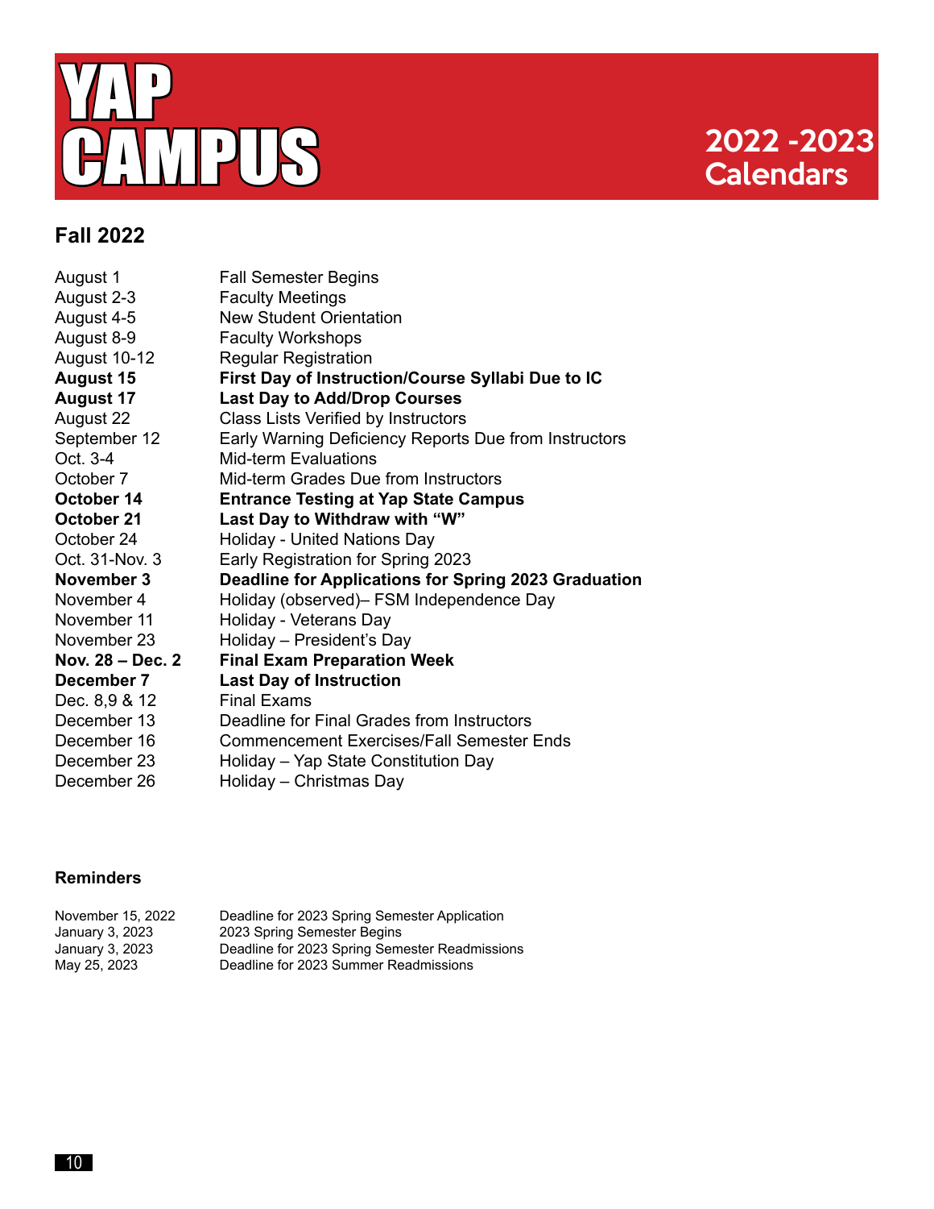# YAP CAMPUS

## 2022 -2023 Calendars

### Fall 2022

| | |
|---|---|
| August 1 | Fall Semester Begins |
| August 2-3 | Faculty Meetings |
| August 4-5 | New Student Orientation |
| August 8-9 | Faculty Workshops |
| August 10-12 | Regular Registration |
| **August 15** | **First Day of Instruction/Course Syllabi Due to IC** |
| **August 17** | **Last Day to Add/Drop Courses** |
| August 22 | Class Lists Verified by Instructors |
| September 12 | Early Warning Deficiency Reports Due from Instructors |
| Oct. 3-4 | Mid-term Evaluations |
| October 7 | Mid-term Grades Due from Instructors |
| **October 14** | **Entrance Testing at Yap State Campus** |
| **October 21** | **Last Day to Withdraw with "W"** |
| October 24 | Holiday - United Nations Day |
| Oct. 31-Nov. 3 | Early Registration for Spring 2023 |
| **November 3** | **Deadline for Applications for Spring 2023 Graduation** |
| November 4 | Holiday (observed)– FSM Independence Day |
| November 11 | Holiday - Veterans Day |
| November 23 | Holiday – President's Day |
| **Nov. 28 – Dec. 2** | **Final Exam Preparation Week** |
| **December 7** | **Last Day of Instruction** |
| Dec. 8,9 & 12 | Final Exams |
| December 13 | Deadline for Final Grades from Instructors |
| December 16 | Commencement Exercises/Fall Semester Ends |
| December 23 | Holiday – Yap State Constitution Day |
| December 26 | Holiday – Christmas Day |

#### Reminders

| | |
|---|---|
| November 15, 2022 | Deadline for 2023 Spring Semester Application |
| January 3, 2023 | 2023 Spring Semester Begins |
| January 3, 2023 | Deadline for 2023 Spring Semester Readmissions |
| May 25, 2023 | Deadline for 2023 Summer Readmissions |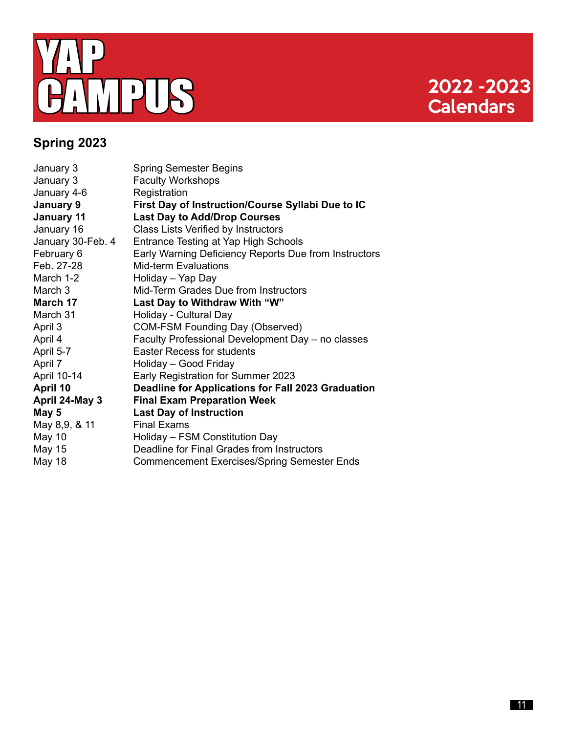# YAP CAMPUS

## 2022 -2023 Calendars

### Spring 2023

| | |
|---|---|
| January 3 | Spring Semester Begins |
| January 3 | Faculty Workshops |
| January 4-6 | Registration |
| **January 9** | **First Day of Instruction/Course Syllabi Due to IC** |
| **January 11** | **Last Day to Add/Drop Courses** |
| January 16 | Class Lists Verified by Instructors |
| January 30-Feb. 4 | Entrance Testing at Yap High Schools |
| February 6 | Early Warning Deficiency Reports Due from Instructors |
| Feb. 27-28 | Mid-term Evaluations |
| March 1-2 | Holiday – Yap Day |
| March 3 | Mid-Term Grades Due from Instructors |
| **March 17** | **Last Day to Withdraw With "W"** |
| March 31 | Holiday - Cultural Day |
| April 3 | COM-FSM Founding Day (Observed) |
| April 4 | Faculty Professional Development Day – no classes |
| April 5-7 | Easter Recess for students |
| April 7 | Holiday – Good Friday |
| April 10-14 | Early Registration for Summer 2023 |
| **April 10** | **Deadline for Applications for Fall 2023 Graduation** |
| **April 24-May 3** | **Final Exam Preparation Week** |
| **May 5** | **Last Day of Instruction** |
| May 8,9, & 11 | Final Exams |
| May 10 | Holiday – FSM Constitution Day |
| May 15 | Deadline for Final Grades from Instructors |
| May 18 | Commencement Exercises/Spring Semester Ends |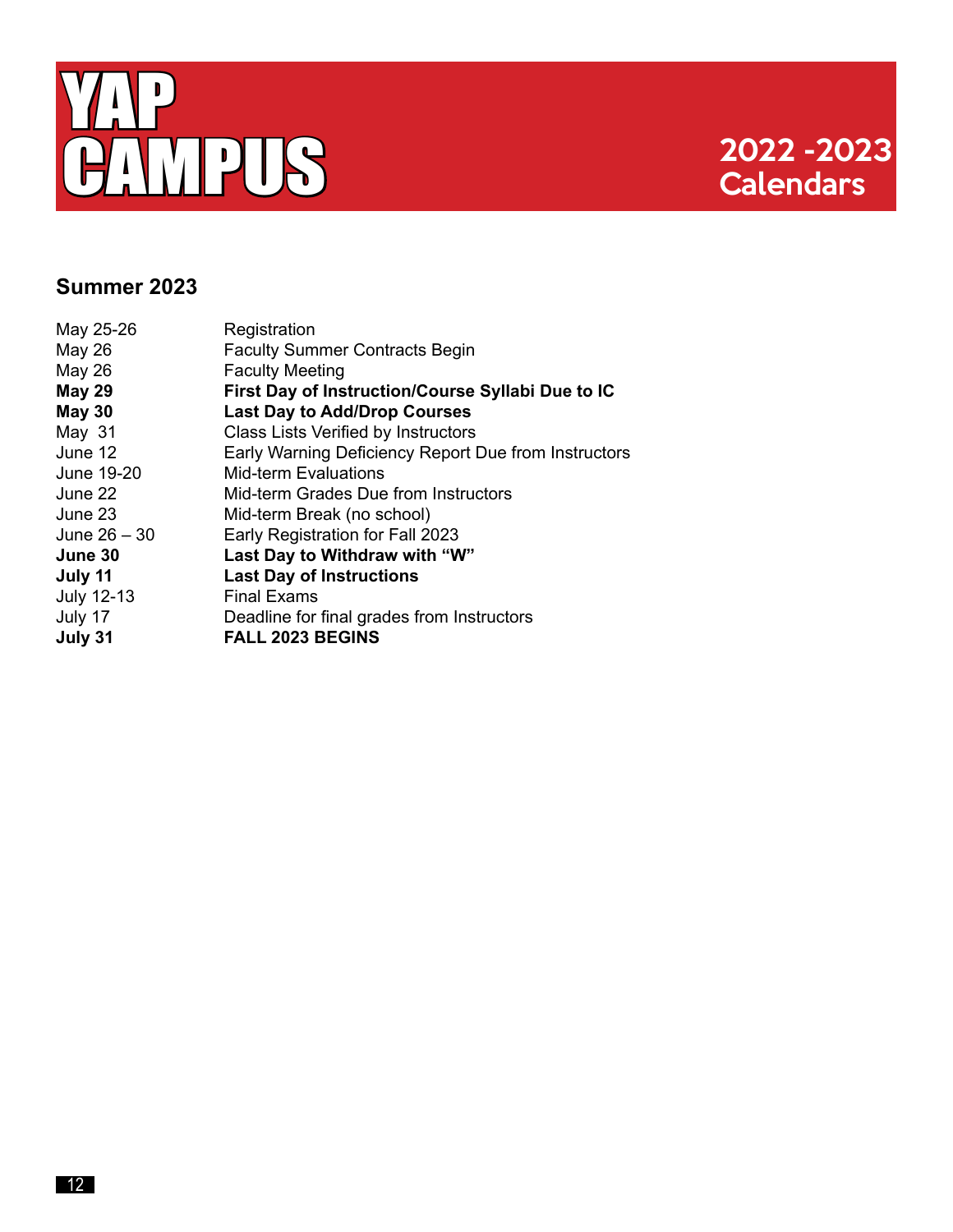# YAP CAMPUS

## 2022 -2023 Calendars

### Summer 2023

| | |
|---|---|
| May 25-26 | Registration |
| May 26 | Faculty Summer Contracts Begin |
| May 26 | Faculty Meeting |
| **May 29** | **First Day of Instruction/Course Syllabi Due to IC** |
| **May 30** | **Last Day to Add/Drop Courses** |
| May 31 | Class Lists Verified by Instructors |
| June 12 | Early Warning Deficiency Report Due from Instructors |
| June 19-20 | Mid-term Evaluations |
| June 22 | Mid-term Grades Due from Instructors |
| June 23 | Mid-term Break (no school) |
| June 26 – 30 | Early Registration for Fall 2023 |
| **June 30** | **Last Day to Withdraw with "W"** |
| **July 11** | **Last Day of Instructions** |
| July 12-13 | Final Exams |
| July 17 | Deadline for final grades from Instructors |
| **July 31** | **FALL 2023 BEGINS** |